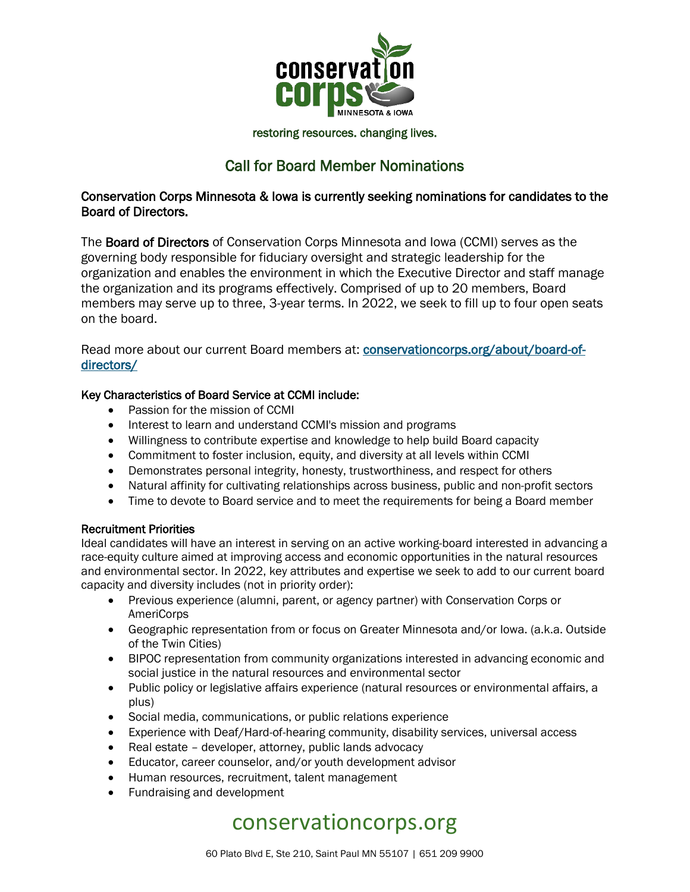conservation corps MINNESOTA & IOWA

restoring resources. changing lives.

# Call for Board Member Nominations

**Conservation Corps Minnesota & Iowa is currently seeking nominations for candidates to the Board of Directors.**

The **Board of Directors** of Conservation Corps Minnesota and Iowa (CCMI) serves as the governing body responsible for fiduciary oversight and strategic leadership for the organization and enables the environment in which the Executive Director and staff manage the organization and its programs effectively. Comprised of up to 20 members, Board members may serve up to three, 3-year terms. In 2022, we seek to fill up to four open seats on the board.

Read more about our current Board members at: [conservationcorps.org/about/board-of-directors/](conservationcorps.org/about/board-of-directors/)

**Key Characteristics of Board Service at CCMI include:**

- Passion for the mission of CCMI
- Interest to learn and understand CCMI's mission and programs
- Willingness to contribute expertise and knowledge to help build Board capacity
- Commitment to foster inclusion, equity, and diversity at all levels within CCMI
- Demonstrates personal integrity, honesty, trustworthiness, and respect for others
- Natural affinity for cultivating relationships across business, public and non-profit sectors
- Time to devote to Board service and to meet the requirements for being a Board member

**Recruitment Priorities**

Ideal candidates will have an interest in serving on an active working-board interested in advancing a race-equity culture aimed at improving access and economic opportunities in the natural resources and environmental sector. In 2022, key attributes and expertise we seek to add to our current board capacity and diversity includes (not in priority order):

- Previous experience (alumni, parent, or agency partner) with Conservation Corps or AmeriCorps
- Geographic representation from or focus on Greater Minnesota and/or Iowa. (a.k.a. Outside of the Twin Cities)
- BIPOC representation from community organizations interested in advancing economic and social justice in the natural resources and environmental sector
- Public policy or legislative affairs experience (natural resources or environmental affairs, a plus)
- Social media, communications, or public relations experience
- Experience with Deaf/Hard-of-hearing community, disability services, universal access
- Real estate – developer, attorney, public lands advocacy
- Educator, career counselor, and/or youth development advisor
- Human resources, recruitment, talent management
- Fundraising and development

conservationcorps.org

60 Plato Blvd E, Ste 210, Saint Paul MN 55107 | 651 209 9900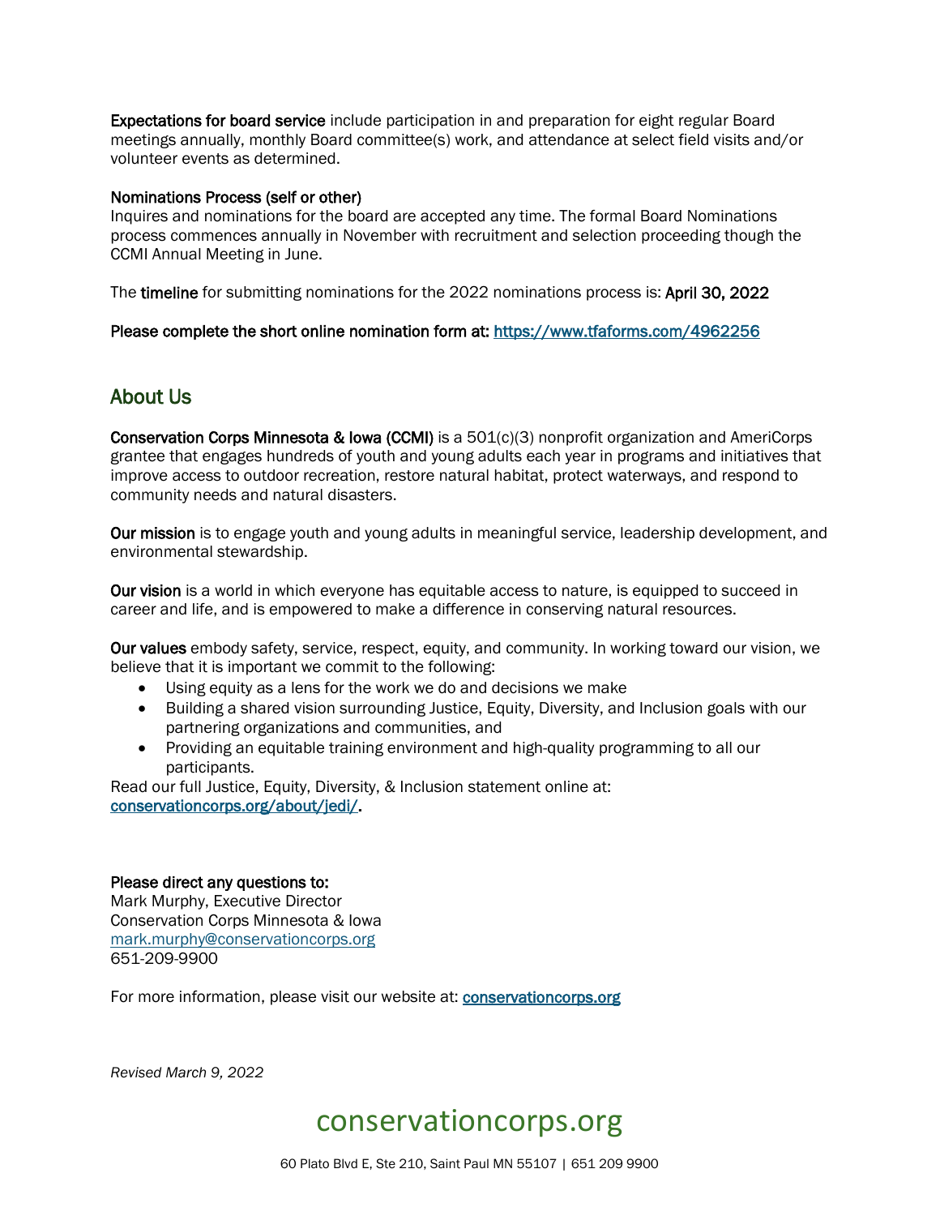**Expectations for board service** include participation in and preparation for eight regular Board meetings annually, monthly Board committee(s) work, and attendance at select field visits and/or volunteer events as determined.

**Nominations Process (self or other)**
Inquires and nominations for the board are accepted any time. The formal Board Nominations process commences annually in November with recruitment and selection proceeding though the CCMI Annual Meeting in June.

The **timeline** for submitting nominations for the 2022 nominations process is: **April 30, 2022**

**Please complete the short online nomination form at: https://www.tfaforms.com/4962256**

## About Us

**Conservation Corps Minnesota & Iowa (CCMI)** is a 501(c)(3) nonprofit organization and AmeriCorps grantee that engages hundreds of youth and young adults each year in programs and initiatives that improve access to outdoor recreation, restore natural habitat, protect waterways, and respond to community needs and natural disasters.

**Our mission** is to engage youth and young adults in meaningful service, leadership development, and environmental stewardship.

**Our vision** is a world in which everyone has equitable access to nature, is equipped to succeed in career and life, and is empowered to make a difference in conserving natural resources.

**Our values** embody safety, service, respect, equity, and community. In working toward our vision, we believe that it is important we commit to the following:

- Using equity as a lens for the work we do and decisions we make
- Building a shared vision surrounding Justice, Equity, Diversity, and Inclusion goals with our partnering organizations and communities, and
- Providing an equitable training environment and high-quality programming to all our participants.

Read our full Justice, Equity, Diversity, & Inclusion statement online at: conservationcorps.org/about/jedi/.

**Please direct any questions to:**
Mark Murphy, Executive Director
Conservation Corps Minnesota & Iowa
mark.murphy@conservationcorps.org
651-209-9900

For more information, please visit our website at: **conservationcorps.org**

*Revised March 9, 2022*

conservationcorps.org

60 Plato Blvd E, Ste 210, Saint Paul MN 55107 | 651 209 9900